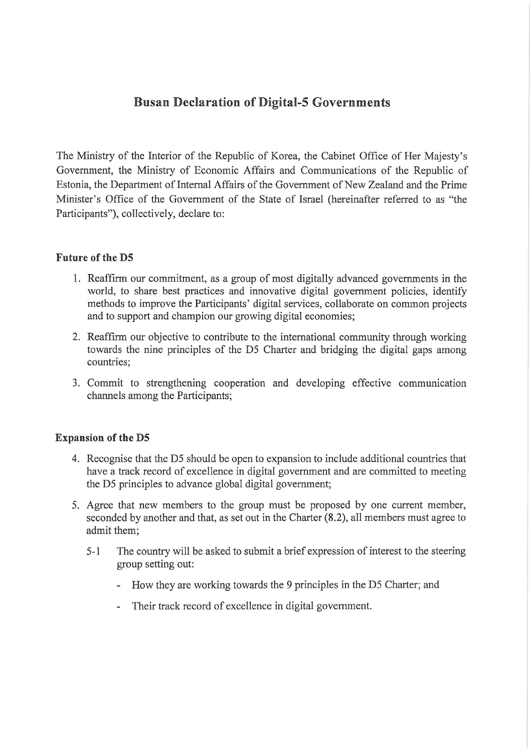# Busan Declaration of Digital-5 Governments

The Ministry of the Interior of the Republic of Korea, the Cabinet Office of Her Majesty's Government, the Ministry of Economic Affairs and Communications of the Republic of Estonia, the Department of Internal Affairs of the Government of New Zealand and the Prime Minister's Office of the Government of the State of Israel (hereinafter referred to as "the Participants"), collectively, declare to:

## Future of the D5

1. Reaffirm our commitment, as a group of most digitally advanced governments in the world, to share best practices and innovative digital government policies, identify methods to improve the Participants' digital services, collaborate on common projects and to support and champion our growing digital economies;
2. Reaffirm our objective to contribute to the international community through working towards the nine principles of the D5 Charter and bridging the digital gaps among countries;
3. Commit to strengthening cooperation and developing effective communication channels among the Participants;

## Expansion of the D5

4. Recognise that the D5 should be open to expansion to include additional countries that have a track record of excellence in digital government and are committed to meeting the D5 principles to advance global digital government;
5. Agree that new members to the group must be proposed by one current member, seconded by another and that, as set out in the Charter (8.2), all members must agree to admit them;

   5-1 The country will be asked to submit a brief expression of interest to the steering group setting out:

   - How they are working towards the 9 principles in the D5 Charter; and
   - Their track record of excellence in digital government.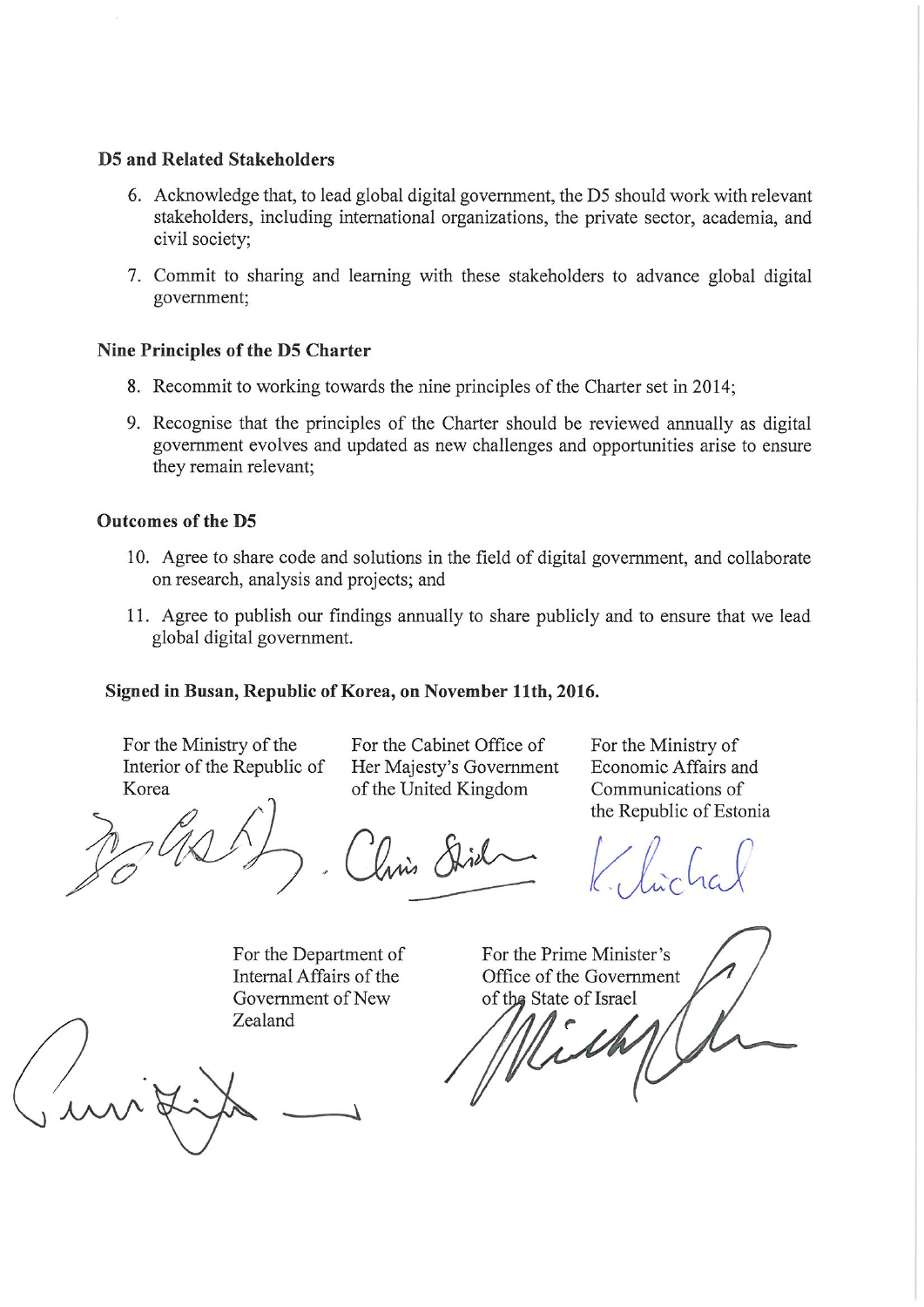### D5 and Related Stakeholders

6. Acknowledge that, to lead global digital government, the D5 should work with relevant stakeholders, including international organizations, the private sector, academia, and civil society;
7. Commit to sharing and learning with these stakeholders to advance global digital government;

### Nine Principles of the D5 Charter

8. Recommit to working towards the nine principles of the Charter set in 2014;
9. Recognise that the principles of the Charter should be reviewed annually as digital government evolves and updated as new challenges and opportunities arise to ensure they remain relevant;

### Outcomes of the D5

10. Agree to share code and solutions in the field of digital government, and collaborate on research, analysis and projects; and
11. Agree to publish our findings annually to share publicly and to ensure that we lead global digital government.

**Signed in Busan, Republic of Korea, on November 11th, 2016.**

For the Ministry of the Interior of the Republic of Korea

For the Cabinet Office of Her Majesty's Government of the United Kingdom

For the Ministry of Economic Affairs and Communications of the Republic of Estonia

For the Department of Internal Affairs of the Government of New Zealand

For the Prime Minister's Office of the Government of the State of Israel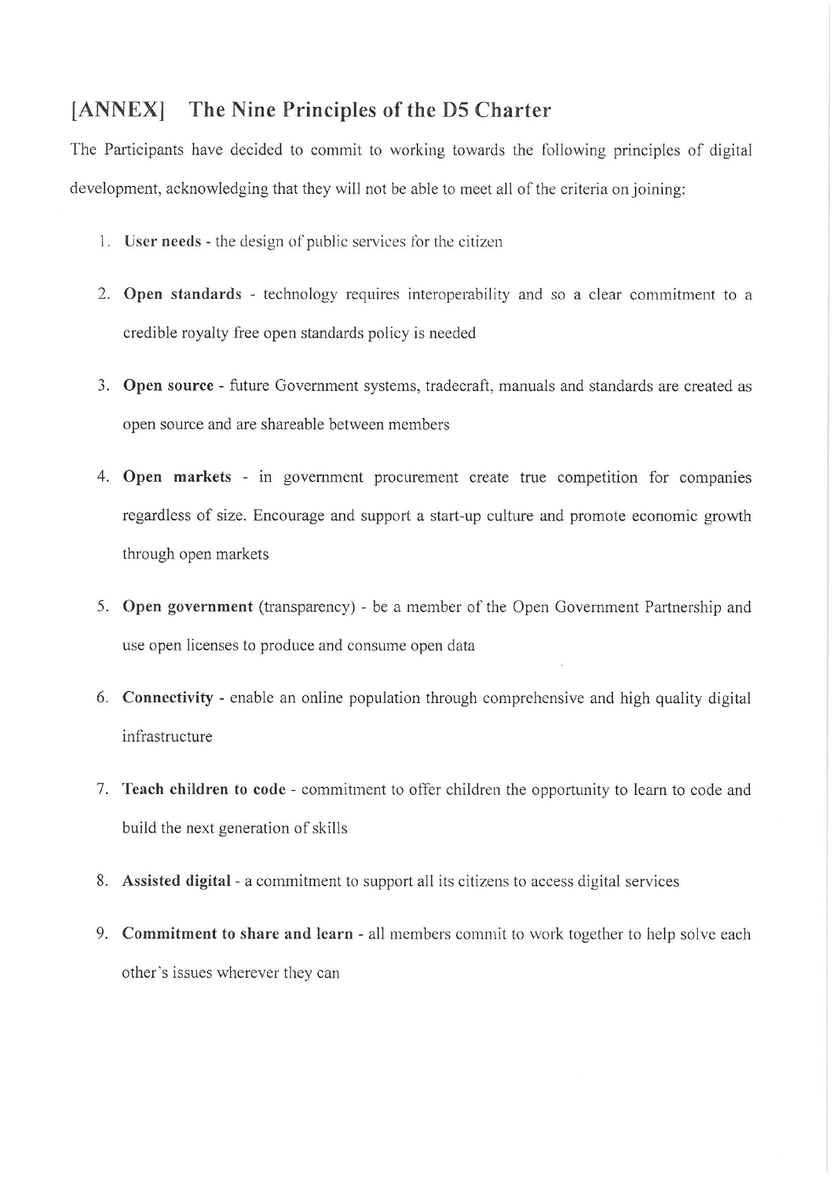## [ANNEX] The Nine Principles of the D5 Charter

The Participants have decided to commit to working towards the following principles of digital development, acknowledging that they will not be able to meet all of the criteria on joining:

1. **User needs** - the design of public services for the citizen
2. **Open standards** - technology requires interoperability and so a clear commitment to a credible royalty free open standards policy is needed
3. **Open source** - future Government systems, tradecraft, manuals and standards are created as open source and are shareable between members
4. **Open markets** - in government procurement create true competition for companies regardless of size. Encourage and support a start-up culture and promote economic growth through open markets
5. **Open government** (transparency) - be a member of the Open Government Partnership and use open licenses to produce and consume open data
6. **Connectivity** - enable an online population through comprehensive and high quality digital infrastructure
7. **Teach children to code** - commitment to offer children the opportunity to learn to code and build the next generation of skills
8. **Assisted digital** - a commitment to support all its citizens to access digital services
9. **Commitment to share and learn** - all members commit to work together to help solve each other's issues wherever they can